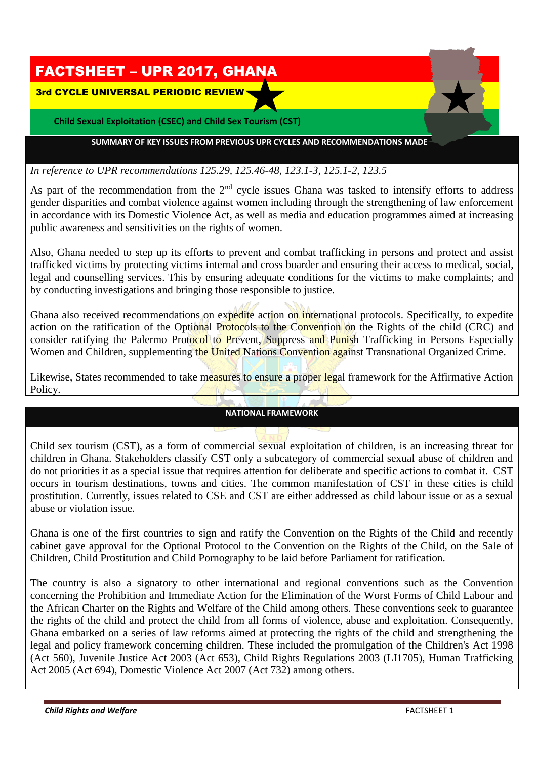# FACTSHEET – UPR 2017, GHANA

## 3rd CYCLE UNIVERSAL PERIODIC REVIEW

### Child Sexual Exploitation (CSEC) and Child Sex Tourism (CST)

### SUMMARY OF KEY ISSUES FROM PREVIOUS UPR CYCLES AND RECOMMENDATIONS MADE

*In reference to UPR recommendations 125.29, 125.46-48, 123.1-3, 125.1-2, 123.5*

As part of the recommendation from the 2nd cycle issues Ghana was tasked to intensify efforts to address gender disparities and combat violence against women including through the strengthening of law enforcement in accordance with its Domestic Violence Act, as well as media and education programmes aimed at increasing public awareness and sensitivities on the rights of women.

Also, Ghana needed to step up its efforts to prevent and combat trafficking in persons and protect and assist trafficked victims by protecting victims internal and cross boarder and ensuring their access to medical, social, legal and counselling services. This by ensuring adequate conditions for the victims to make complaints; and by conducting investigations and bringing those responsible to justice.

Ghana also received recommendations on expedite action on international protocols. Specifically, to expedite action on the ratification of the Optional Protocols to the Convention on the Rights of the child (CRC) and consider ratifying the Palermo Protocol to Prevent, Suppress and Punish Trafficking in Persons Especially Women and Children, supplementing the United Nations Convention against Transnational Organized Crime.

Likewise, States recommended to take measures to ensure a proper legal framework for the Affirmative Action Policy.

### NATIONAL FRAMEWORK

Child sex tourism (CST), as a form of commercial sexual exploitation of children, is an increasing threat for children in Ghana. Stakeholders classify CST only a subcategory of commercial sexual abuse of children and do not priorities it as a special issue that requires attention for deliberate and specific actions to combat it. CST occurs in tourism destinations, towns and cities. The common manifestation of CST in these cities is child prostitution. Currently, issues related to CSE and CST are either addressed as child labour issue or as a sexual abuse or violation issue.

Ghana is one of the first countries to sign and ratify the Convention on the Rights of the Child and recently cabinet gave approval for the Optional Protocol to the Convention on the Rights of the Child, on the Sale of Children, Child Prostitution and Child Pornography to be laid before Parliament for ratification.

The country is also a signatory to other international and regional conventions such as the Convention concerning the Prohibition and Immediate Action for the Elimination of the Worst Forms of Child Labour and the African Charter on the Rights and Welfare of the Child among others. These conventions seek to guarantee the rights of the child and protect the child from all forms of violence, abuse and exploitation. Consequently, Ghana embarked on a series of law reforms aimed at protecting the rights of the child and strengthening the legal and policy framework concerning children. These included the promulgation of the Children's Act 1998 (Act 560), Juvenile Justice Act 2003 (Act 653), Child Rights Regulations 2003 (LI1705), Human Trafficking Act 2005 (Act 694), Domestic Violence Act 2007 (Act 732) among others.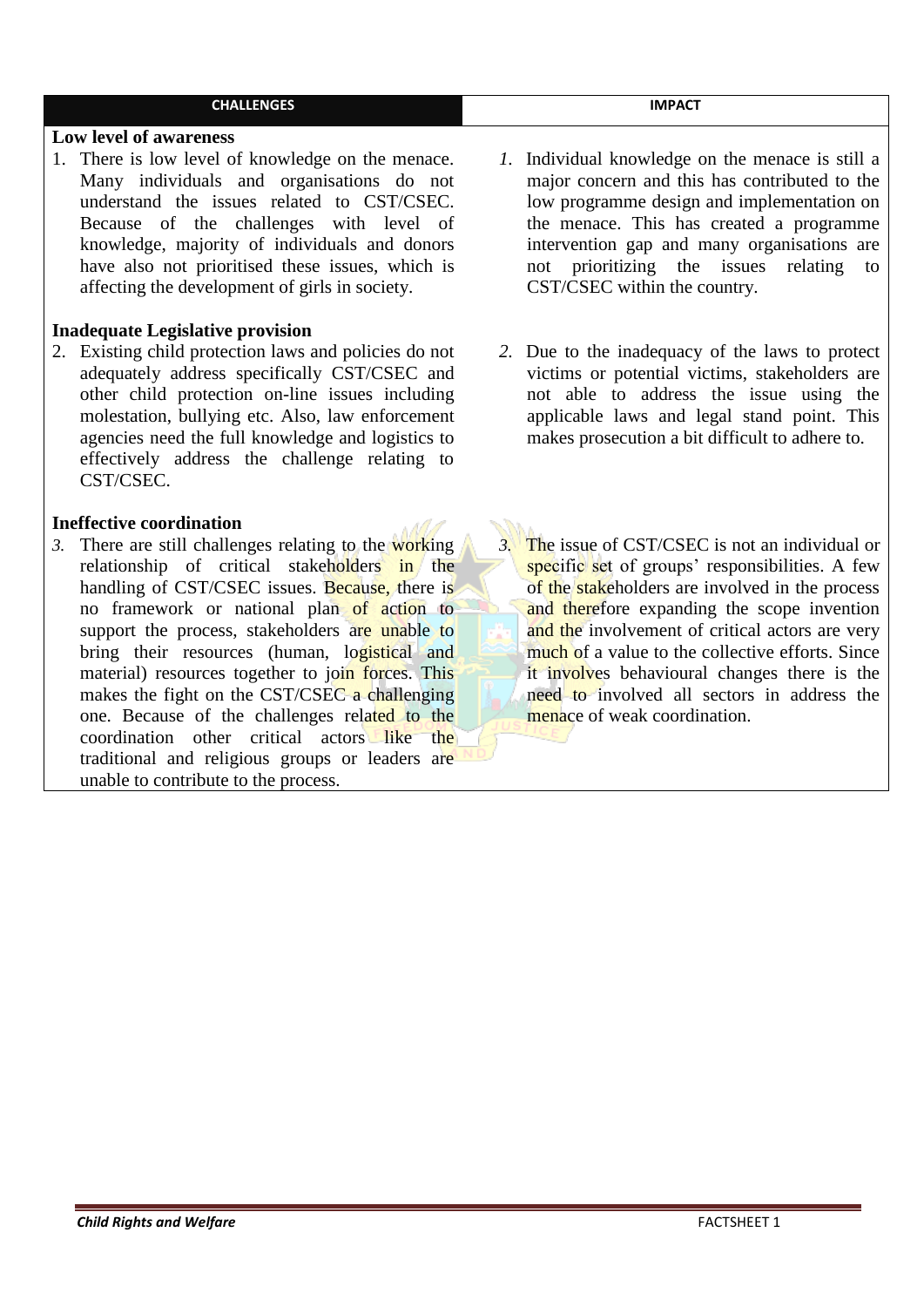| CHALLENGES | IMPACT |
| --- | --- |
| **Low level of awareness**<br>1. There is low level of knowledge on the menace. Many individuals and organisations do not understand the issues related to CST/CSEC. Because of the challenges with level of knowledge, majority of individuals and donors have also not prioritised these issues, which is affecting the development of girls in society. | 1. Individual knowledge on the menace is still a major concern and this has contributed to the low programme design and implementation on the menace. This has created a programme intervention gap and many organisations are not prioritizing the issues relating to CST/CSEC within the country. |
| **Inadequate Legislative provision**<br>2. Existing child protection laws and policies do not adequately address specifically CST/CSEC and other child protection on-line issues including molestation, bullying etc. Also, law enforcement agencies need the full knowledge and logistics to effectively address the challenge relating to CST/CSEC. | 2. Due to the inadequacy of the laws to protect victims or potential victims, stakeholders are not able to address the issue using the applicable laws and legal stand point. This makes prosecution a bit difficult to adhere to. |
| **Ineffective coordination**<br>3. There are still challenges relating to the working relationship of critical stakeholders in the handling of CST/CSEC issues. Because, there is no framework or national plan of action to support the process, stakeholders are unable to bring their resources (human, logistical and material) resources together to join forces. This makes the fight on the CST/CSEC a challenging one. Because of the challenges related to the coordination other critical actors like the traditional and religious groups or leaders are unable to contribute to the process. | 3. The issue of CST/CSEC is not an individual or specific set of groups' responsibilities. A few of the stakeholders are involved in the process and therefore expanding the scope invention and the involvement of critical actors are very much of a value to the collective efforts. Since it involves behavioural changes there is the need to involved all sectors in address the menace of weak coordination. |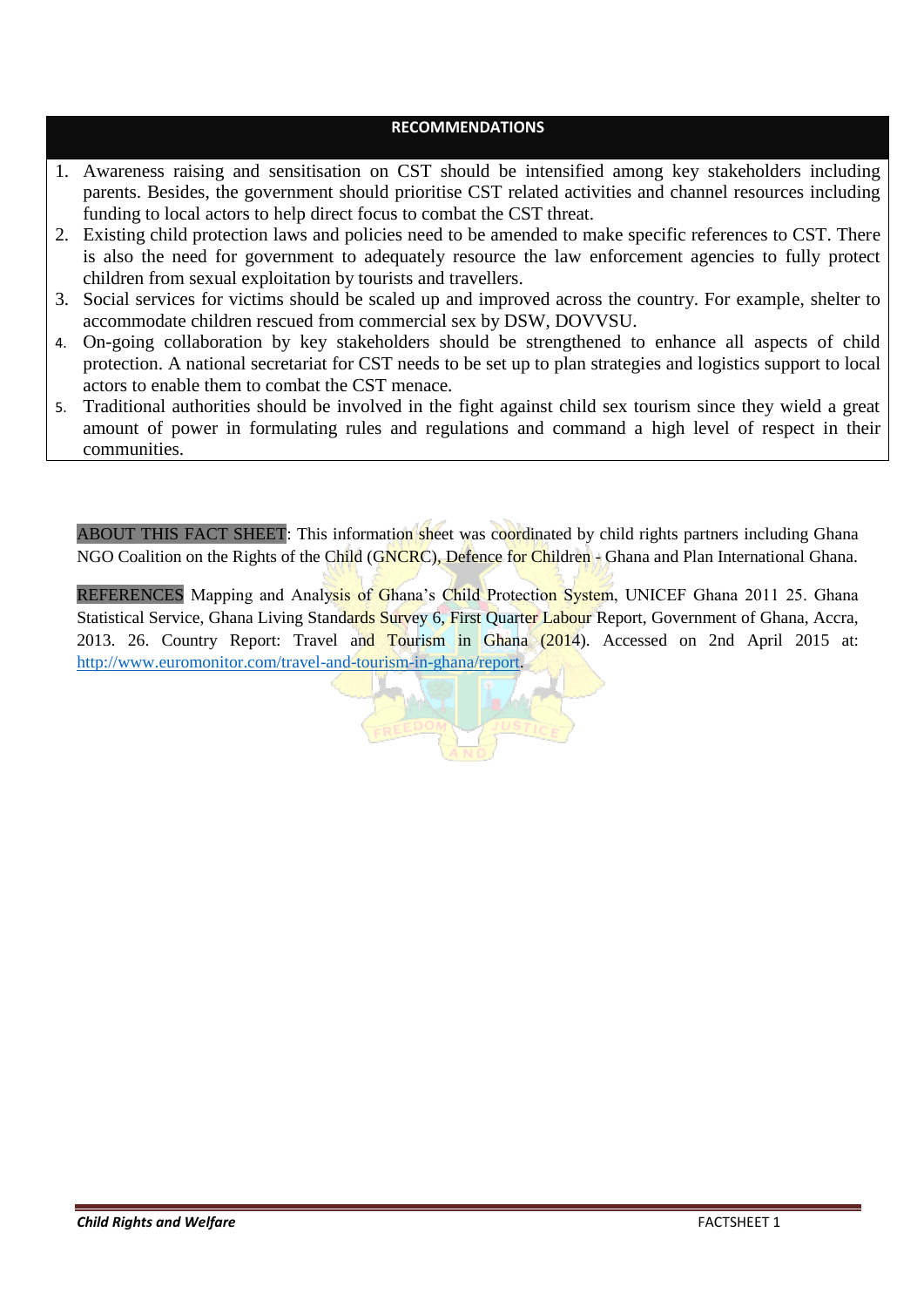## RECOMMENDATIONS

1. Awareness raising and sensitisation on CST should be intensified among key stakeholders including parents. Besides, the government should prioritise CST related activities and channel resources including funding to local actors to help direct focus to combat the CST threat.
2. Existing child protection laws and policies need to be amended to make specific references to CST. There is also the need for government to adequately resource the law enforcement agencies to fully protect children from sexual exploitation by tourists and travellers.
3. Social services for victims should be scaled up and improved across the country. For example, shelter to accommodate children rescued from commercial sex by DSW, DOVVSU.
4. On-going collaboration by key stakeholders should be strengthened to enhance all aspects of child protection. A national secretariat for CST needs to be set up to plan strategies and logistics support to local actors to enable them to combat the CST menace.
5. Traditional authorities should be involved in the fight against child sex tourism since they wield a great amount of power in formulating rules and regulations and command a high level of respect in their communities.

ABOUT THIS FACT SHEET: This information sheet was coordinated by child rights partners including Ghana NGO Coalition on the Rights of the Child (GNCRC), Defence for Children - Ghana and Plan International Ghana.

REFERENCES Mapping and Analysis of Ghana's Child Protection System, UNICEF Ghana 2011 25. Ghana Statistical Service, Ghana Living Standards Survey 6, First Quarter Labour Report, Government of Ghana, Accra, 2013. 26. Country Report: Travel and Tourism in Ghana (2014). Accessed on 2nd April 2015 at: http://www.euromonitor.com/travel-and-tourism-in-ghana/report.